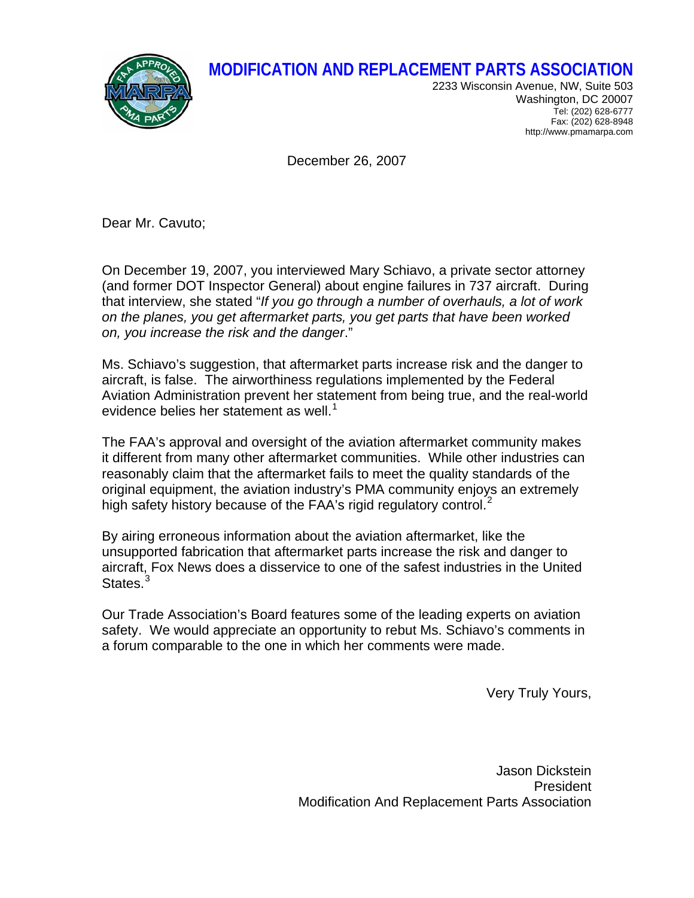# MODIFICATION AND REPLACEMENT PARTS ASSOCIATION

2233 Wisconsin Avenue, NW, Suite 503
Washington, DC 20007
Tel: (202) 628-6777
Fax: (202) 628-8948
http://www.pmamarpa.com

December 26, 2007

Dear Mr. Cavuto;

On December 19, 2007, you interviewed Mary Schiavo, a private sector attorney (and former DOT Inspector General) about engine failures in 737 aircraft. During that interview, she stated "*If you go through a number of overhauls, a lot of work on the planes, you get aftermarket parts, you get parts that have been worked on, you increase the risk and the danger*."

Ms. Schiavo's suggestion, that aftermarket parts increase risk and the danger to aircraft, is false. The airworthiness regulations implemented by the Federal Aviation Administration prevent her statement from being true, and the real-world evidence belies her statement as well.[1]

The FAA's approval and oversight of the aviation aftermarket community makes it different from many other aftermarket communities. While other industries can reasonably claim that the aftermarket fails to meet the quality standards of the original equipment, the aviation industry's PMA community enjoys an extremely high safety history because of the FAA's rigid regulatory control.[2]

By airing erroneous information about the aviation aftermarket, like the unsupported fabrication that aftermarket parts increase the risk and danger to aircraft, Fox News does a disservice to one of the safest industries in the United States.[3]

Our Trade Association's Board features some of the leading experts on aviation safety. We would appreciate an opportunity to rebut Ms. Schiavo's comments in a forum comparable to the one in which her comments were made.

Very Truly Yours,

Jason Dickstein
President
Modification And Replacement Parts Association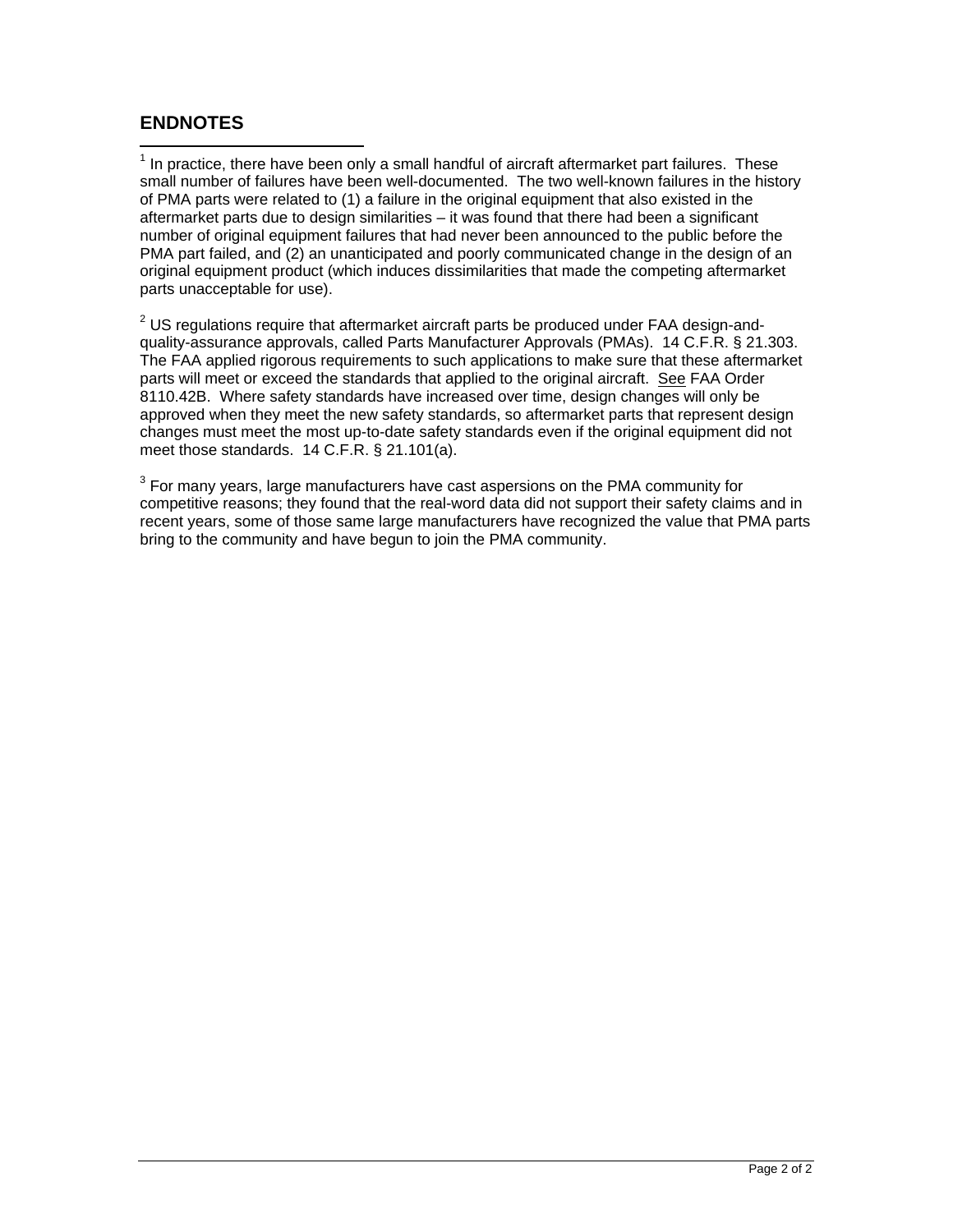## ENDNOTES

[1] In practice, there have been only a small handful of aircraft aftermarket part failures. These small number of failures have been well-documented. The two well-known failures in the history of PMA parts were related to (1) a failure in the original equipment that also existed in the aftermarket parts due to design similarities – it was found that there had been a significant number of original equipment failures that had never been announced to the public before the PMA part failed, and (2) an unanticipated and poorly communicated change in the design of an original equipment product (which induces dissimilarities that made the competing aftermarket parts unacceptable for use).

[2] US regulations require that aftermarket aircraft parts be produced under FAA design-and-quality-assurance approvals, called Parts Manufacturer Approvals (PMAs). 14 C.F.R. § 21.303. The FAA applied rigorous requirements to such applications to make sure that these aftermarket parts will meet or exceed the standards that applied to the original aircraft. See FAA Order 8110.42B. Where safety standards have increased over time, design changes will only be approved when they meet the new safety standards, so aftermarket parts that represent design changes must meet the most up-to-date safety standards even if the original equipment did not meet those standards. 14 C.F.R. § 21.101(a).

[3] For many years, large manufacturers have cast aspersions on the PMA community for competitive reasons; they found that the real-word data did not support their safety claims and in recent years, some of those same large manufacturers have recognized the value that PMA parts bring to the community and have begun to join the PMA community.